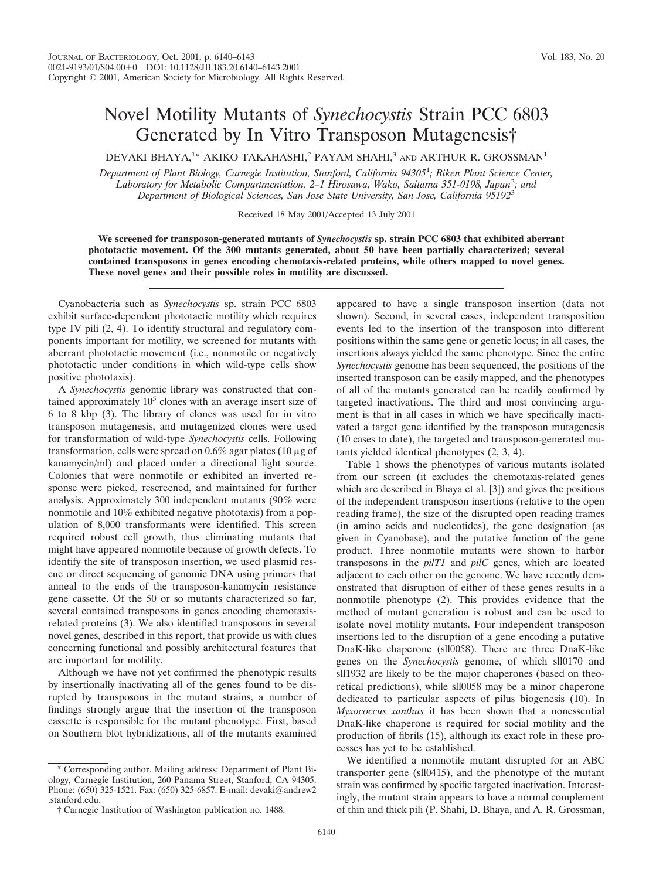# Novel Motility Mutants of *Synechocystis* Strain PCC 6803 Generated by In Vitro Transposon Mutagenesis†

DEVAKI BHAYA,[1]* AKIKO TAKAHASHI,[2] PAYAM SHAHI,[3] AND ARTHUR R. GROSSMAN[1]

*Department of Plant Biology, Carnegie Institution, Stanford, California 94305*[1]*; Riken Plant Science Center, Laboratory for Metabolic Compartmentation, 2–1 Hirosawa, Wako, Saitama 351-0198, Japan*[2]*; and Department of Biological Sciences, San Jose State University, San Jose, California 95192*[3]

Received 18 May 2001/Accepted 13 July 2001

**We screened for transposon-generated mutants of *Synechocystis* sp. strain PCC 6803 that exhibited aberrant phototactic movement. Of the 300 mutants generated, about 50 have been partially characterized; several contained transposons in genes encoding chemotaxis-related proteins, while others mapped to novel genes. These novel genes and their possible roles in motility are discussed.**

Cyanobacteria such as *Synechocystis* sp. strain PCC 6803 exhibit surface-dependent phototactic motility which requires type IV pili (2, 4). To identify structural and regulatory components important for motility, we screened for mutants with aberrant phototactic movement (i.e., nonmotile or negatively phototactic under conditions in which wild-type cells show positive phototaxis).

A *Synechocystis* genomic library was constructed that contained approximately $10^5$ clones with an average insert size of 6 to 8 kbp (3). The library of clones was used for in vitro transposon mutagenesis, and mutagenized clones were used for transformation of wild-type *Synechocystis* cells. Following transformation, cells were spread on 0.6% agar plates (10 μg of kanamycin/ml) and placed under a directional light source. Colonies that were nonmotile or exhibited an inverted response were picked, rescreened, and maintained for further analysis. Approximately 300 independent mutants (90% were nonmotile and 10% exhibited negative phototaxis) from a population of 8,000 transformants were identified. This screen required robust cell growth, thus eliminating mutants that might have appeared nonmotile because of growth defects. To identify the site of transposon insertion, we used plasmid rescue or direct sequencing of genomic DNA using primers that anneal to the ends of the transposon-kanamycin resistance gene cassette. Of the 50 or so mutants characterized so far, several contained transposons in genes encoding chemotaxis-related proteins (3). We also identified transposons in several novel genes, described in this report, that provide us with clues concerning functional and possibly architectural features that are important for motility.

Although we have not yet confirmed the phenotypic results by insertionally inactivating all of the genes found to be disrupted by transposons in the mutant strains, a number of findings strongly argue that the insertion of the transposon cassette is responsible for the mutant phenotype. First, based on Southern blot hybridizations, all of the mutants examined appeared to have a single transposon insertion (data not shown). Second, in several cases, independent transposition events led to the insertion of the transposon into different positions within the same gene or genetic locus; in all cases, the insertions always yielded the same phenotype. Since the entire *Synechocystis* genome has been sequenced, the positions of the inserted transposon can be easily mapped, and the phenotypes of all of the mutants generated can be readily confirmed by targeted inactivations. The third and most convincing argument is that in all cases in which we have specifically inactivated a target gene identified by the transposon mutagenesis (10 cases to date), the targeted and transposon-generated mutants yielded identical phenotypes (2, 3, 4).

Table 1 shows the phenotypes of various mutants isolated from our screen (it excludes the chemotaxis-related genes which are described in Bhaya et al. [3]) and gives the positions of the independent transposon insertions (relative to the open reading frame), the size of the disrupted open reading frames (in amino acids and nucleotides), the gene designation (as given in Cyanobase), and the putative function of the gene product. Three nonmotile mutants were shown to harbor transposons in the *pilT1* and *pilC* genes, which are located adjacent to each other on the genome. We have recently demonstrated that disruption of either of these genes results in a nonmotile phenotype (2). This provides evidence that the method of mutant generation is robust and can be used to isolate novel motility mutants. Four independent transposon insertions led to the disruption of a gene encoding a putative DnaK-like chaperone (sll0058). There are three DnaK-like genes on the *Synechocystis* genome, of which sll0170 and sll1932 are likely to be the major chaperones (based on theoretical predictions), while sll0058 may be a minor chaperone dedicated to particular aspects of pilus biogenesis (10). In *Myxococcus xanthus* it has been shown that a nonessential DnaK-like chaperone is required for social motility and the production of fibrils (15), although its exact role in these processes has yet to be established.

We identified a nonmotile mutant disrupted for an ABC transporter gene (sll0415), and the phenotype of the mutant strain was confirmed by specific targeted inactivation. Interestingly, the mutant strain appears to have a normal complement of thin and thick pili (P. Shahi, D. Bhaya, and A. R. Grossman,

* Corresponding author. Mailing address: Department of Plant Biology, Carnegie Institution, 260 Panama Street, Stanford, CA 94305. Phone: (650) 325-1521. Fax: (650) 325-6857. E-mail: devaki@andrew2.stanford.edu.

† Carnegie Institution of Washington publication no. 1488.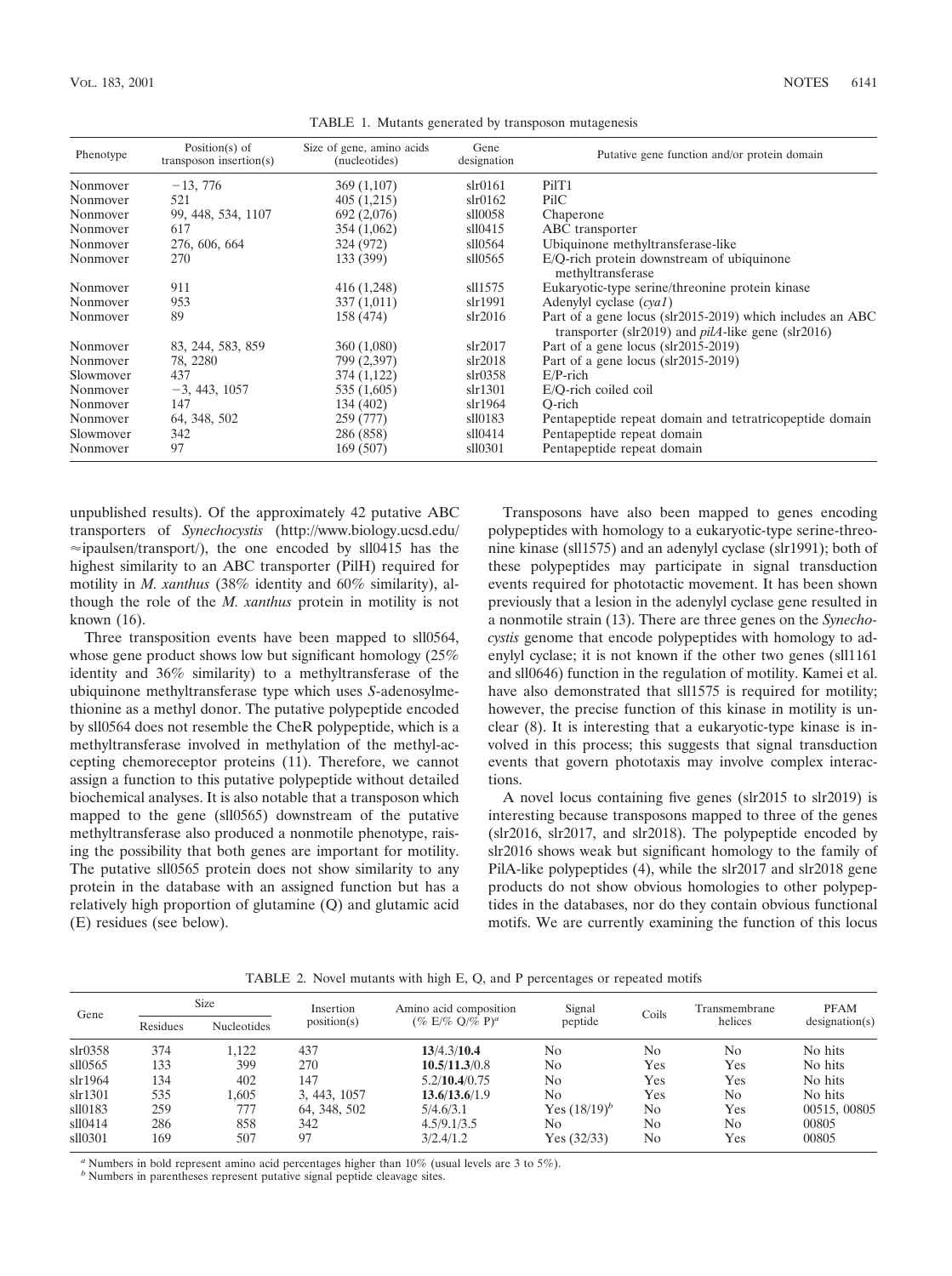TABLE 1. Mutants generated by transposon mutagenesis

| Phenotype | Position(s) of transposon insertion(s) | Size of gene, amino acids (nucleotides) | Gene designation | Putative gene function and/or protein domain |
|---|---|---|---|---|
| Nonmover | −13, 776 | 369 (1,107) | slr0161 | PilT1 |
| Nonmover | 521 | 405 (1,215) | slr0162 | PilC |
| Nonmover | 99, 448, 534, 1107 | 692 (2,076) | sll0058 | Chaperone |
| Nonmover | 617 | 354 (1,062) | sll0415 | ABC transporter |
| Nonmover | 276, 606, 664 | 324 (972) | sll0564 | Ubiquinone methyltransferase-like |
| Nonmover | 270 | 133 (399) | sll0565 | E/Q-rich protein downstream of ubiquinone methyltransferase |
| Nonmover | 911 | 416 (1,248) | sll1575 | Eukaryotic-type serine/threonine protein kinase |
| Nonmover | 953 | 337 (1,011) | slr1991 | Adenylyl cyclase (*cya1*) |
| Nonmover | 89 | 158 (474) | slr2016 | Part of a gene locus (slr2015-2019) which includes an ABC transporter (slr2019) and *pilA*-like gene (slr2016) |
| Nonmover | 83, 244, 583, 859 | 360 (1,080) | slr2017 | Part of a gene locus (slr2015-2019) |
| Nonmover | 78, 2280 | 799 (2,397) | slr2018 | Part of a gene locus (slr2015-2019) |
| Slowmover | 437 | 374 (1,122) | slr0358 | E/P-rich |
| Nonmover | −3, 443, 1057 | 535 (1,605) | slr1301 | E/Q-rich coiled coil |
| Nonmover | 147 | 134 (402) | slr1964 | Q-rich |
| Nonmover | 64, 348, 502 | 259 (777) | sll0183 | Pentapeptide repeat domain and tetratricopeptide domain |
| Slowmover | 342 | 286 (858) | sll0414 | Pentapeptide repeat domain |
| Nonmover | 97 | 169 (507) | sll0301 | Pentapeptide repeat domain |

unpublished results). Of the approximately 42 putative ABC transporters of *Synechocystis* (http://www.biology.ucsd.edu/≈ipaulsen/transport/), the one encoded by sll0415 has the highest similarity to an ABC transporter (PilH) required for motility in *M. xanthus* (38% identity and 60% similarity), although the role of the *M. xanthus* protein in motility is not known (16).

Three transposition events have been mapped to sll0564, whose gene product shows low but significant homology (25% identity and 36% similarity) to a methyltransferase of the ubiquinone methyltransferase type which uses *S*-adenosylmethionine as a methyl donor. The putative polypeptide encoded by sll0564 does not resemble the CheR polypeptide, which is a methyltransferase involved in methylation of the methyl-accepting chemoreceptor proteins (11). Therefore, we cannot assign a function to this putative polypeptide without detailed biochemical analyses. It is also notable that a transposon which mapped to the gene (sll0565) downstream of the putative methyltransferase also produced a nonmobile phenotype, raising the possibility that both genes are important for motility. The putative sll0565 protein does not show similarity to any protein in the database with an assigned function but has a relatively high proportion of glutamine (Q) and glutamic acid (E) residues (see below).

Transposons have also been mapped to genes encoding polypeptides with homology to a eukaryotic-type serine-threonine kinase (sll1575) and an adenylyl cyclase (slr1991); both of these polypeptides may participate in signal transduction events required for phototactic movement. It has been shown previously that a lesion in the adenylyl cyclase gene resulted in a nonmotile strain (13). There are three genes on the *Synechocystis* genome that encode polypeptides with homology to adenylyl cyclase; it is not known if the other two genes (sll1161 and sll0646) function in the regulation of motility. Kamei et al. have also demonstrated that sll1575 is required for motility; however, the precise function of this kinase in motility is unclear (8). It is interesting that a eukaryotic-type kinase is involved in this process; this suggests that signal transduction events that govern phototaxis may involve complex interactions.

A novel locus containing five genes (slr2015 to slr2019) is interesting because transposons mapped to three of the genes (slr2016, slr2017, and slr2018). The polypeptide encoded by slr2016 shows weak but significant homology to the family of PilA-like polypeptides (4), while the slr2017 and slr2018 gene products do not show obvious homologies to other polypeptides in the databases, nor do they contain obvious functional motifs. We are currently examining the function of this locus

TABLE 2. Novel mutants with high E, Q, and P percentages or repeated motifs

| Gene | Size | | Insertion position(s) | Amino acid composition (% E/% Q/% P)[a] | Signal peptide | Coils | Transmembrane helices | PFAM designation(s) |
|---|---|---|---|---|---|---|---|---|
| | Residues | Nucleotides | | | | | | |
| slr0358 | 374 | 1,122 | 437 | **13**/4.3/**10.4** | No | No | No | No hits |
| sll0565 | 133 | 399 | 270 | **10.5**/**11.3**/0.8 | No | Yes | Yes | No hits |
| slr1964 | 134 | 402 | 147 | 5.2/**10.4**/0.75 | No | Yes | Yes | No hits |
| slr1301 | 535 | 1,605 | 3, 443, 1057 | **13.6**/**13.6**/1.9 | No | Yes | No | No hits |
| sll0183 | 259 | 777 | 64, 348, 502 | 5/4.6/3.1 | Yes (18/19)[b] | No | Yes | 00515, 00805 |
| sll0414 | 286 | 858 | 342 | 4.5/9.1/3.5 | No | No | No | 00805 |
| sll0301 | 169 | 507 | 97 | 3/2.4/1.2 | Yes (32/33) | No | Yes | 00805 |

[a] Numbers in bold represent amino acid percentages higher than 10% (usual levels are 3 to 5%).
[b] Numbers in parentheses represent putative signal peptide cleavage sites.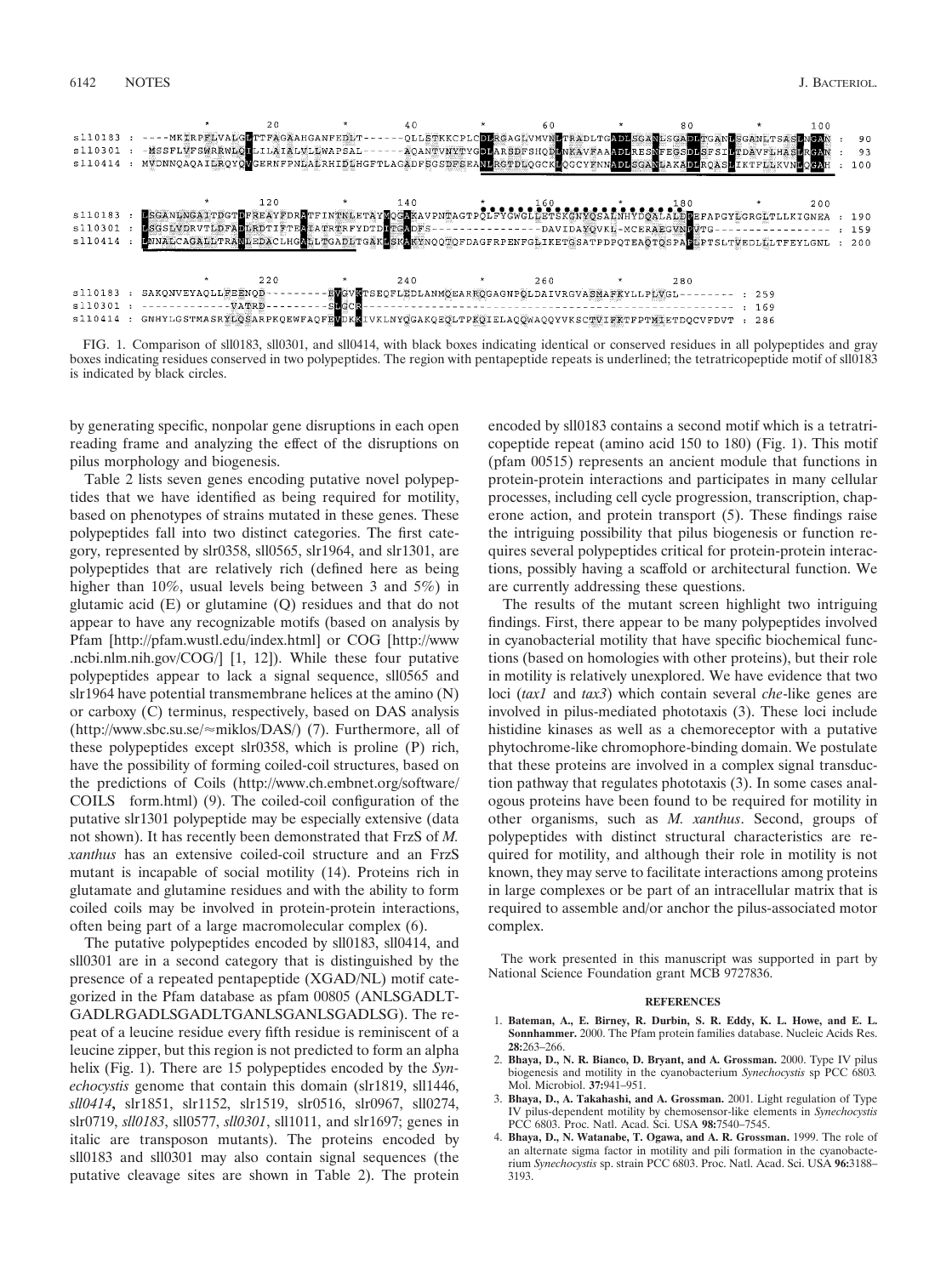```
                 *        20         *        40         *        60         *        80         *       100
sll0183 : ----MKIRPFLVALGLTTFAGAAHGANFEDLT------QLLSTKKCPLCDLRGAGLVMVNLTRADLTGADLSGANLSGADLTGANLSGANLTSASLNGAN :  90
sll0301 : -MSSFLVFSWRRWLQTLILAIALVLLWAPSAL------AQANTVNYTYGDLARSDFSHQDLNKAVFAAADLRESNFEGSDLSFSILTDAVFLHASLRGAN :  93
sll0414 : MVDNNQAQAILRQYQVGERNFPNLALRHIDLHGFTLAGADFSGSDFSEANLRGTDLQGCKLQGCYFNNADLSGANLAKADLRQASLIKTFLLKVNLQGAH : 100

                 *       120         *       140         *       160         *       180         *       200
sll0183 : LSGANLNGAITDGTDFREAYFDRATFINTNLETAYMQGAKAVPNTAGTPQLFYGWGLLETSKGNYQSALNHYDQALALDPEFAPGYLGRGLTLLKIGNEA : 190
sll0301 : LSGSLVDRVTLDFADLRDTIFTEAIATRTRFYDTDITGADFS---------------DAVIDAYQVKL-MCERAEGVNPVTG------------------ : 159
sll0414 : LNNALCAGALLTRANLEDACLHGALLTGADLTGAKLSKAKYNQQTQFDAGFRPENFGLIKETGSATPDPQTEAQTQSPAPLPTSLTVEDLLLTFEYLGNL : 200

                 *       220         *       240         *       260         *       280
sll0183 : SAKQNVEYAQLLFEENQD---------EVGVRTSEQFLEDLANMQEARRQGAGNPQLDAIVRGVASMAFKYLLPLVGL-------- : 259
sll0301 : -------------VATRD---------SLGCR------------------------------------------------------- : 169
sll0414 : GNHYLGSTMASRYLQSARPKQEWFAQFEVDKKIVKLNYQGAKQEQLTPKQIELAQQWAQQYVKSCTVIPKTFPTMIETDQCVFDVT : 286
```

FIG. 1. Comparison of sll0183, sll0301, and sll0414, with black boxes indicating identical or conserved residues in all polypeptides and gray boxes indicating residues conserved in two polypeptides. The region with pentapeptide repeats is underlined; the tetratricopeptide motif of sll0183 is indicated by black circles.

by generating specific, nonpolar gene disruptions in each open reading frame and analyzing the effect of the disruptions on pilus morphology and biogenesis.

Table 2 lists seven genes encoding putative novel polypeptides that we have identified as being required for motility, based on phenotypes of strains mutated in these genes. These polypeptides fall into two distinct categories. The first category, represented by slr0358, sll0565, slr1964, and slr1301, are polypeptides that are relatively rich (defined here as being higher than 10%, usual levels being between 3 and 5%) in glutamic acid (E) or glutamine (Q) residues and that do not appear to have any recognizable motifs (based on analysis by Pfam [http://pfam.wustl.edu/index.html] or COG [http://www.ncbi.nlm.nih.gov/COG/] [1, 12]). While these four putative polypeptides appear to lack a signal sequence, sll0565 and slr1964 have potential transmembrane helices at the amino (N) or carboxy (C) terminus, respectively, based on DAS analysis (http://www.sbc.su.se/≈miklos/DAS/) (7). Furthermore, all of these polypeptides except slr0358, which is proline (P) rich, have the possibility of forming coiled-coil structures, based on the predictions of Coils (http://www.ch.embnet.org/software/COILS_form.html) (9). The coiled-coil configuration of the putative slr1301 polypeptide may be especially extensive (data not shown). It has recently been demonstrated that FrzS of *M. xanthus* has an extensive coiled-coil structure and an FrzS mutant is incapable of social motility (14). Proteins rich in glutamate and glutamine residues and with the ability to form coiled coils may be involved in protein-protein interactions, often being part of a large macromolecular complex (6).

The putative polypeptides encoded by sll0183, sll0414, and sll0301 are in a second category that is distinguished by the presence of a repeated pentapeptide (XGAD/NL) motif categorized in the Pfam database as pfam 00805 (ANLSGADLTGADLRGADLSGADLTGANLSGANLSGADLSG). The repeat of a leucine residue every fifth residue is reminiscent of a leucine zipper, but this region is not predicted to form an alpha helix (Fig. 1). There are 15 polypeptides encoded by the *Synechocystis* genome that contain this domain (slr1819, sll1446, *sll0414*, slr1851, slr1152, slr1519, slr0516, slr0967, sll0274, slr0719, *sll0183*, sll0577, *sll0301*, sll1011, and slr1697; genes in italic are transposon mutants). The proteins encoded by sll0183 and sll0301 may also contain signal sequences (the putative cleavage sites are shown in Table 2). The protein encoded by sll0183 contains a second motif which is a tetratricopeptide repeat (amino acid 150 to 180) (Fig. 1). This motif (pfam 00515) represents an ancient module that functions in protein-protein interactions and participates in many cellular processes, including cell cycle progression, transcription, chaperone action, and protein transport (5). These findings raise the intriguing possibility that pilus biogenesis or function requires several polypeptides critical for protein-protein interactions, possibly having a scaffold or architectural function. We are currently addressing these questions.

The results of the mutant screen highlight two intriguing findings. First, there appear to be many polypeptides involved in cyanobacterial motility that have specific biochemical functions (based on homologies with other proteins), but their role in motility is relatively unexplored. We have evidence that two loci (*tax1* and *tax3*) which contain several *che*-like genes are involved in pilus-mediated phototaxis (3). These loci include histidine kinases as well as a chemoreceptor with a putative phytochrome-like chromophore-binding domain. We postulate that these proteins are involved in a complex signal transduction pathway that regulates phototaxis (3). In some cases analogous proteins have been found to be required for motility in other organisms, such as *M. xanthus*. Second, groups of polypeptides with distinct structural characteristics are required for motility, and although their role in motility is not known, they may serve to facilitate interactions among proteins in large complexes or be part of an intracellular matrix that is required to assemble and/or anchor the pilus-associated motor complex.

The work presented in this manuscript was supported in part by National Science Foundation grant MCB 9727836.

## REFERENCES

1. **Bateman, A., E. Birney, R. Durbin, S. R. Eddy, K. L. Howe, and E. L. Sonnhammer.** 2000. The Pfam protein families database. Nucleic Acids Res. **28:**263–266.
2. **Bhaya, D., N. R. Bianco, D. Bryant, and A. Grossman.** 2000. Type IV pilus biogenesis and motility in the cyanobacterium *Synechocystis* sp PCC 6803. Mol. Microbiol. **37:**941–951.
3. **Bhaya, D., A. Takahashi, and A. Grossman.** 2001. Light regulation of Type IV pilus-dependent motility by chemosensor-like elements in *Synechocystis* PCC 6803. Proc. Natl. Acad. Sci. USA **98:**7540–7545.
4. **Bhaya, D., N. Watanabe, T. Ogawa, and A. R. Grossman.** 1999. The role of an alternate sigma factor in motility and pili formation in the cyanobacterium *Synechocystis* sp. strain PCC 6803. Proc. Natl. Acad. Sci. USA **96:**3188–3193.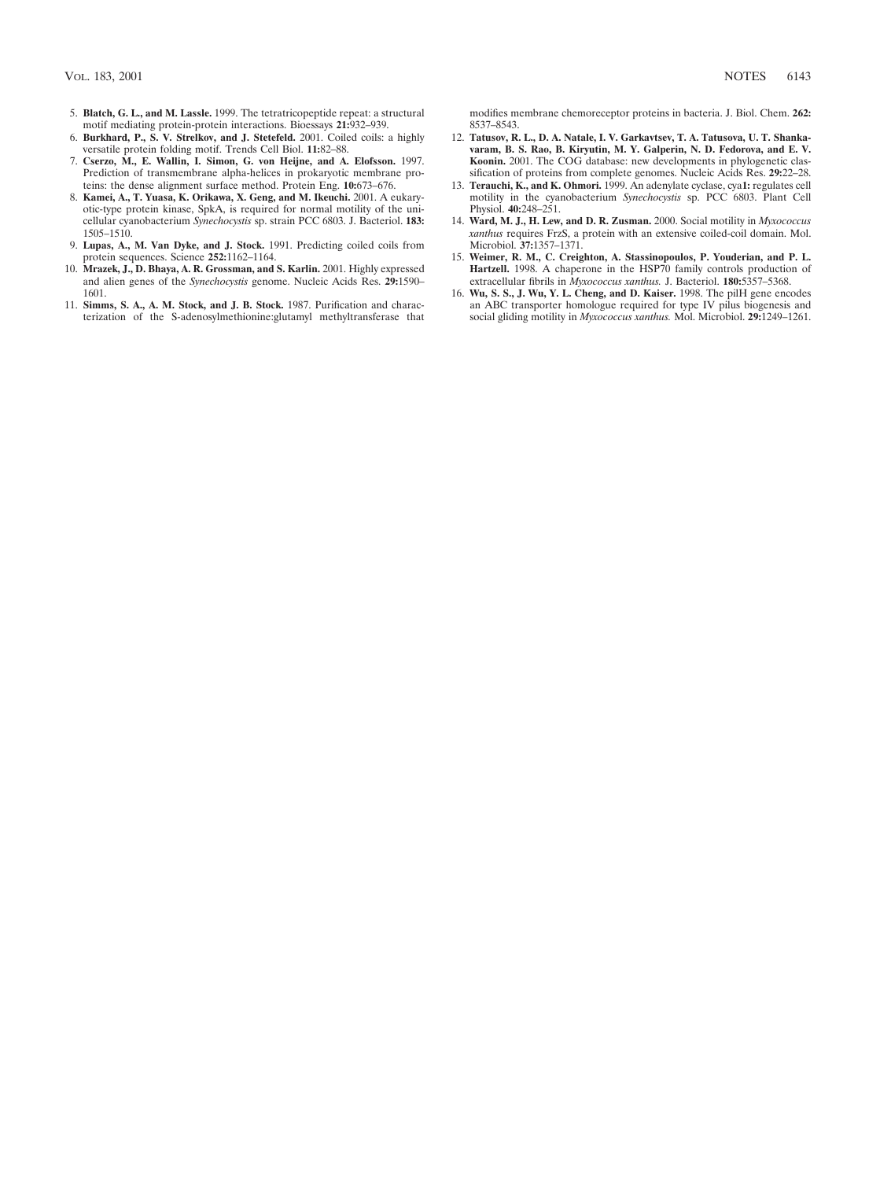5. **Blatch, G. L., and M. Lassle.** 1999. The tetratricopeptide repeat: a structural motif mediating protein-protein interactions. Bioessays **21:**932–939.
6. **Burkhard, P., S. V. Strelkov, and J. Stetefeld.** 2001. Coiled coils: a highly versatile protein folding motif. Trends Cell Biol. **11:**82–88.
7. **Cserzo, M., E. Wallin, I. Simon, G. von Heijne, and A. Elofsson.** 1997. Prediction of transmembrane alpha-helices in prokaryotic membrane proteins: the dense alignment surface method. Protein Eng. **10:**673–676.
8. **Kamei, A., T. Yuasa, K. Orikawa, X. Geng, and M. Ikeuchi.** 2001. A eukaryotic-type protein kinase, SpkA, is required for normal motility of the unicellular cyanobacterium *Synechocystis* sp. strain PCC 6803. J. Bacteriol. **183:** 1505–1510.
9. **Lupas, A., M. Van Dyke, and J. Stock.** 1991. Predicting coiled coils from protein sequences. Science **252:**1162–1164.
10. **Mrazek, J., D. Bhaya, A. R. Grossman, and S. Karlin.** 2001. Highly expressed and alien genes of the *Synechocystis* genome. Nucleic Acids Res. **29:**1590–1601.
11. **Simms, S. A., A. M. Stock, and J. B. Stock.** 1987. Purification and characterization of the S-adenosylmethionine:glutamyl methyltransferase that modifies membrane chemoreceptor proteins in bacteria. J. Biol. Chem. **262:** 8537–8543.
12. **Tatusov, R. L., D. A. Natale, I. V. Garkavtsev, T. A. Tatusova, U. T. Shankavaram, B. S. Rao, B. Kiryutin, M. Y. Galperin, N. D. Fedorova, and E. V. Koonin.** 2001. The COG database: new developments in phylogenetic classification of proteins from complete genomes. Nucleic Acids Res. **29:**22–28.
13. **Terauchi, K., and K. Ohmori.** 1999. An adenylate cyclase, cya**1:** regulates cell motility in the cyanobacterium *Synechocystis* sp. PCC 6803. Plant Cell Physiol. **40:**248–251.
14. **Ward, M. J., H. Lew, and D. R. Zusman.** 2000. Social motility in *Myxococcus xanthus* requires FrzS, a protein with an extensive coiled-coil domain. Mol. Microbiol. **37:**1357–1371.
15. **Weimer, R. M., C. Creighton, A. Stassinopoulos, P. Youderian, and P. L. Hartzell.** 1998. A chaperone in the HSP70 family controls production of extracellular fibrils in *Myxococcus xanthus.* J. Bacteriol. **180:**5357–5368.
16. **Wu, S. S., J. Wu, Y. L. Cheng, and D. Kaiser.** 1998. The pilH gene encodes an ABC transporter homologue required for type IV pilus biogenesis and social gliding motility in *Myxococcus xanthus.* Mol. Microbiol. **29:**1249–1261.